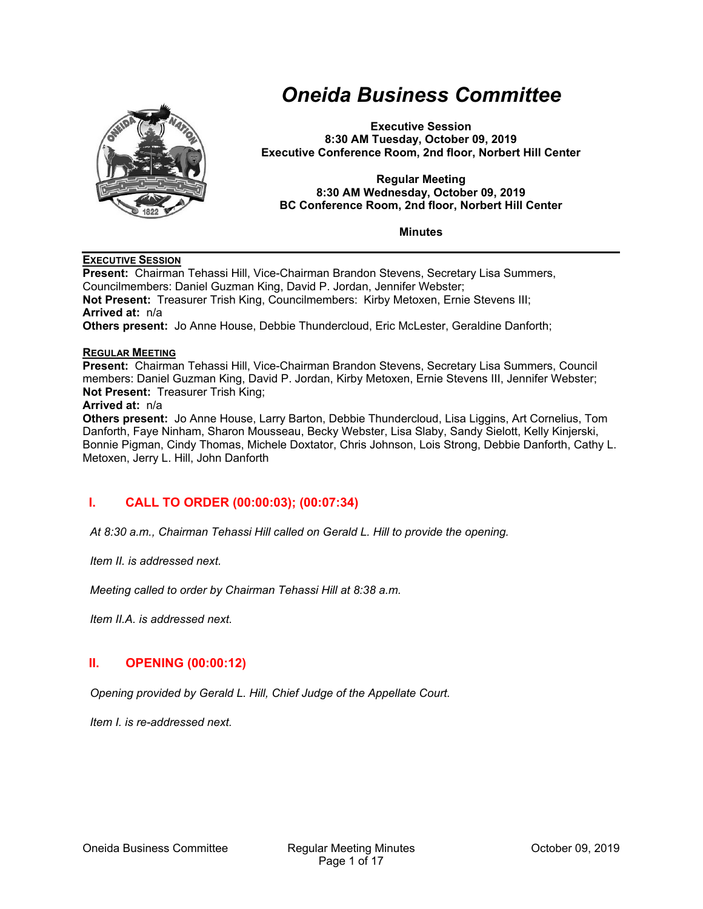# Oneida Business Committee

**Executive Session**
**8:30 AM Tuesday, October 09, 2019**
**Executive Conference Room, 2nd floor, Norbert Hill Center**

**Regular Meeting**
**8:30 AM Wednesday, October 09, 2019**
**BC Conference Room, 2nd floor, Norbert Hill Center**

**Minutes**

---

**EXECUTIVE SESSION**

**Present:** Chairman Tehassi Hill, Vice-Chairman Brandon Stevens, Secretary Lisa Summers, Councilmembers: Daniel Guzman King, David P. Jordan, Jennifer Webster;
**Not Present:** Treasurer Trish King, Councilmembers: Kirby Metoxen, Ernie Stevens III;
**Arrived at:** n/a
**Others present:** Jo Anne House, Debbie Thundercloud, Eric McLester, Geraldine Danforth;

**REGULAR MEETING**

**Present:** Chairman Tehassi Hill, Vice-Chairman Brandon Stevens, Secretary Lisa Summers, Council members: Daniel Guzman King, David P. Jordan, Kirby Metoxen, Ernie Stevens III, Jennifer Webster;
**Not Present:** Treasurer Trish King;
**Arrived at:** n/a
**Others present:** Jo Anne House, Larry Barton, Debbie Thundercloud, Lisa Liggins, Art Cornelius, Tom Danforth, Faye Ninham, Sharon Mousseau, Becky Webster, Lisa Slaby, Sandy Sielott, Kelly Kinjerski, Bonnie Pigman, Cindy Thomas, Michele Doxtator, Chris Johnson, Lois Strong, Debbie Danforth, Cathy L. Metoxen, Jerry L. Hill, John Danforth

## I. CALL TO ORDER (00:00:03); (00:07:34)

*At 8:30 a.m., Chairman Tehassi Hill called on Gerald L. Hill to provide the opening.*

*Item II. is addressed next.*

*Meeting called to order by Chairman Tehassi Hill at 8:38 a.m.*

*Item II.A. is addressed next.*

## II. OPENING (00:00:12)

*Opening provided by Gerald L. Hill, Chief Judge of the Appellate Court.*

*Item I. is re-addressed next.*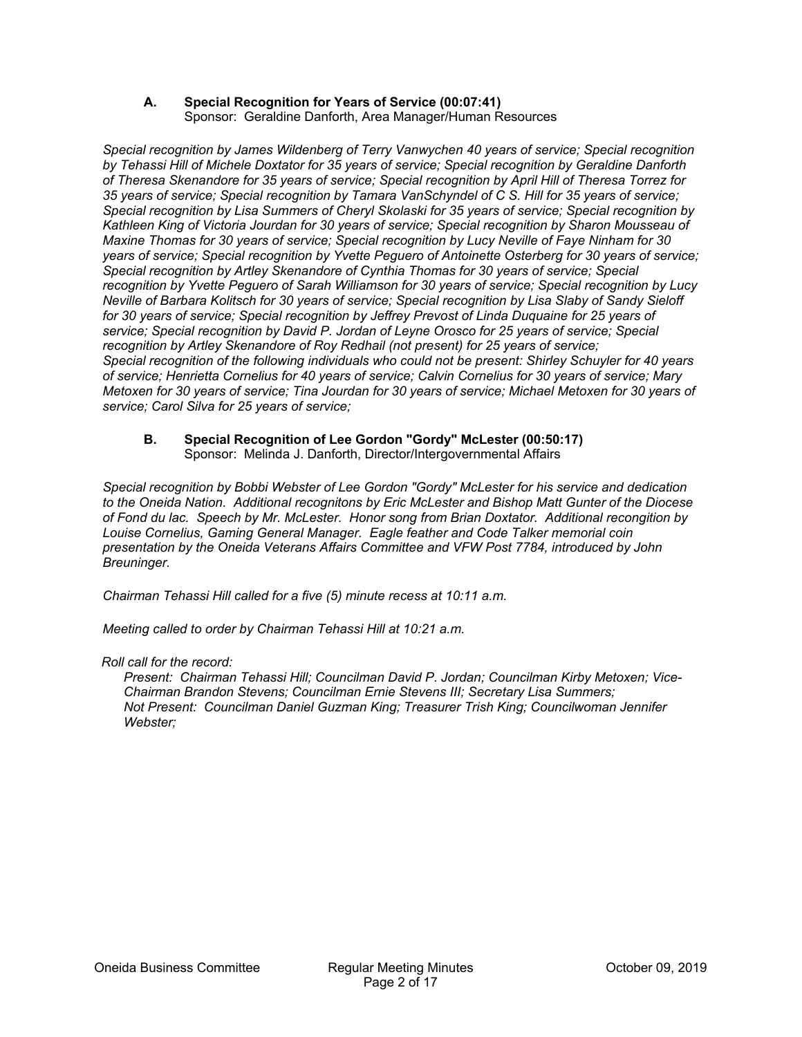### A. Special Recognition for Years of Service (00:07:41)

Sponsor: Geraldine Danforth, Area Manager/Human Resources

*Special recognition by James Wildenberg of Terry Vanwychen 40 years of service; Special recognition by Tehassi Hill of Michele Doxtator for 35 years of service; Special recognition by Geraldine Danforth of Theresa Skenandore for 35 years of service; Special recognition by April Hill of Theresa Torrez for 35 years of service; Special recognition by Tamara VanSchyndel of C S. Hill for 35 years of service; Special recognition by Lisa Summers of Cheryl Skolaski for 35 years of service; Special recognition by Kathleen King of Victoria Jourdan for 30 years of service; Special recognition by Sharon Mousseau of Maxine Thomas for 30 years of service; Special recognition by Lucy Neville of Faye Ninham for 30 years of service; Special recognition by Yvette Peguero of Antoinette Osterberg for 30 years of service; Special recognition by Artley Skenandore of Cynthia Thomas for 30 years of service; Special recognition by Yvette Peguero of Sarah Williamson for 30 years of service; Special recognition by Lucy Neville of Barbara Kolitsch for 30 years of service; Special recognition by Lisa Slaby of Sandy Sieloff for 30 years of service; Special recognition by Jeffrey Prevost of Linda Duquaine for 25 years of service; Special recognition by David P. Jordan of Leyne Orosco for 25 years of service; Special recognition by Artley Skenandore of Roy Redhail (not present) for 25 years of service; Special recognition of the following individuals who could not be present: Shirley Schuyler for 40 years of service; Henrietta Cornelius for 40 years of service; Calvin Cornelius for 30 years of service; Mary Metoxen for 30 years of service; Tina Jourdan for 30 years of service; Michael Metoxen for 30 years of service; Carol Silva for 25 years of service;*

### B. Special Recognition of Lee Gordon "Gordy" McLester (00:50:17)

Sponsor: Melinda J. Danforth, Director/Intergovernmental Affairs

*Special recognition by Bobbi Webster of Lee Gordon "Gordy" McLester for his service and dedication to the Oneida Nation. Additional recognitons by Eric McLester and Bishop Matt Gunter of the Diocese of Fond du lac. Speech by Mr. McLester. Honor song from Brian Doxtator. Additional recongition by Louise Cornelius, Gaming General Manager. Eagle feather and Code Talker memorial coin presentation by the Oneida Veterans Affairs Committee and VFW Post 7784, introduced by John Breuninger.*

*Chairman Tehassi Hill called for a five (5) minute recess at 10:11 a.m.*

*Meeting called to order by Chairman Tehassi Hill at 10:21 a.m.*

*Roll call for the record:*

*Present: Chairman Tehassi Hill; Councilman David P. Jordan; Councilman Kirby Metoxen; Vice-Chairman Brandon Stevens; Councilman Ernie Stevens III; Secretary Lisa Summers;*
*Not Present: Councilman Daniel Guzman King; Treasurer Trish King; Councilwoman Jennifer Webster;*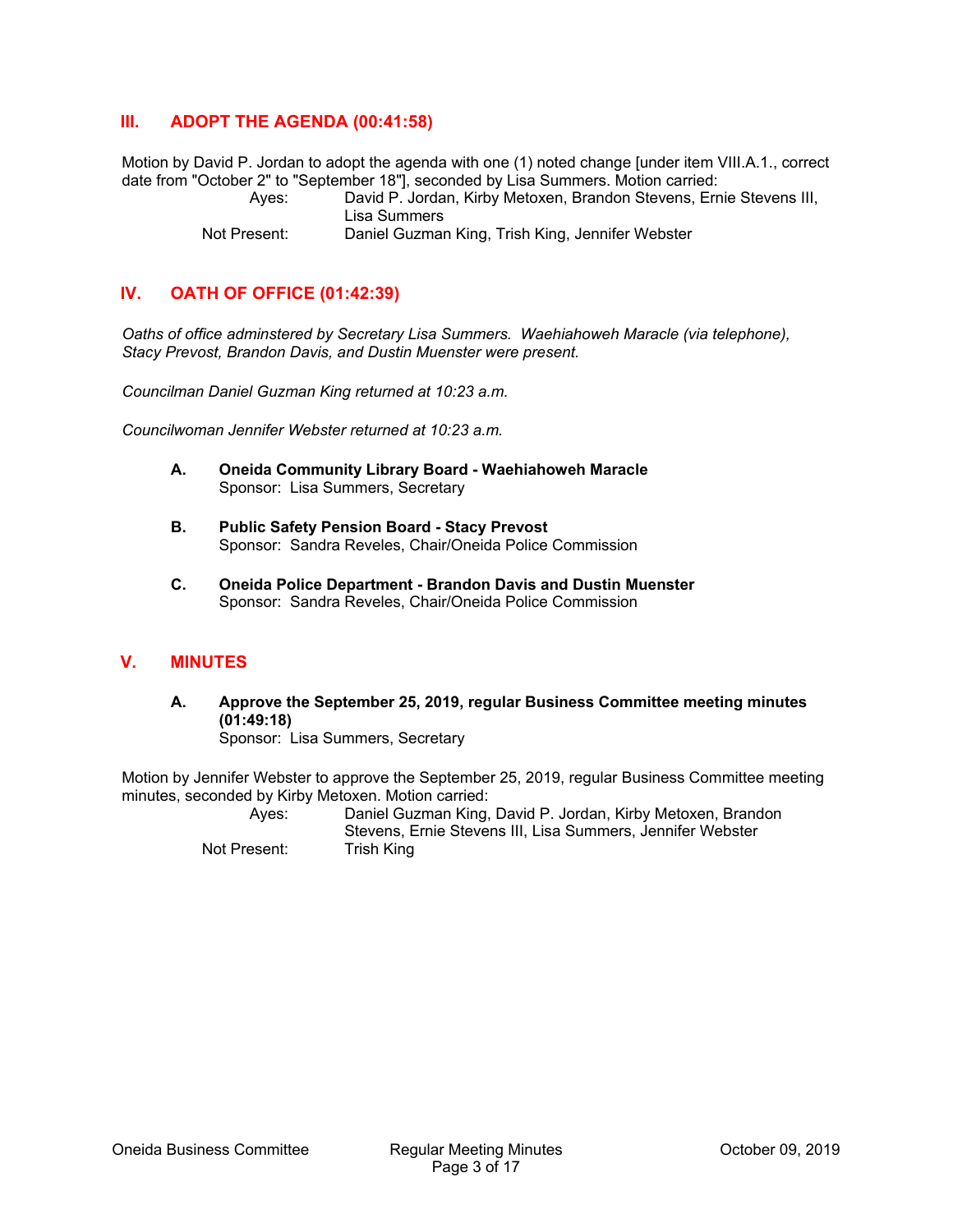## III. ADOPT THE AGENDA (00:41:58)

Motion by David P. Jordan to adopt the agenda with one (1) noted change [under item VIII.A.1., correct date from "October 2" to "September 18"], seconded by Lisa Summers. Motion carried:

Ayes: David P. Jordan, Kirby Metoxen, Brandon Stevens, Ernie Stevens III, Lisa Summers

Not Present: Daniel Guzman King, Trish King, Jennifer Webster

## IV. OATH OF OFFICE (01:42:39)

*Oaths of office adminstered by Secretary Lisa Summers. Waehiahoweh Maracle (via telephone), Stacy Prevost, Brandon Davis, and Dustin Muenster were present.*

*Councilman Daniel Guzman King returned at 10:23 a.m.*

*Councilwoman Jennifer Webster returned at 10:23 a.m.*

**A. Oneida Community Library Board - Waehiahoweh Maracle**
Sponsor: Lisa Summers, Secretary

**B. Public Safety Pension Board - Stacy Prevost**
Sponsor: Sandra Reveles, Chair/Oneida Police Commission

**C. Oneida Police Department - Brandon Davis and Dustin Muenster**
Sponsor: Sandra Reveles, Chair/Oneida Police Commission

## V. MINUTES

**A. Approve the September 25, 2019, regular Business Committee meeting minutes (01:49:18)**
Sponsor: Lisa Summers, Secretary

Motion by Jennifer Webster to approve the September 25, 2019, regular Business Committee meeting minutes, seconded by Kirby Metoxen. Motion carried:

Ayes: Daniel Guzman King, David P. Jordan, Kirby Metoxen, Brandon Stevens, Ernie Stevens III, Lisa Summers, Jennifer Webster

Not Present: Trish King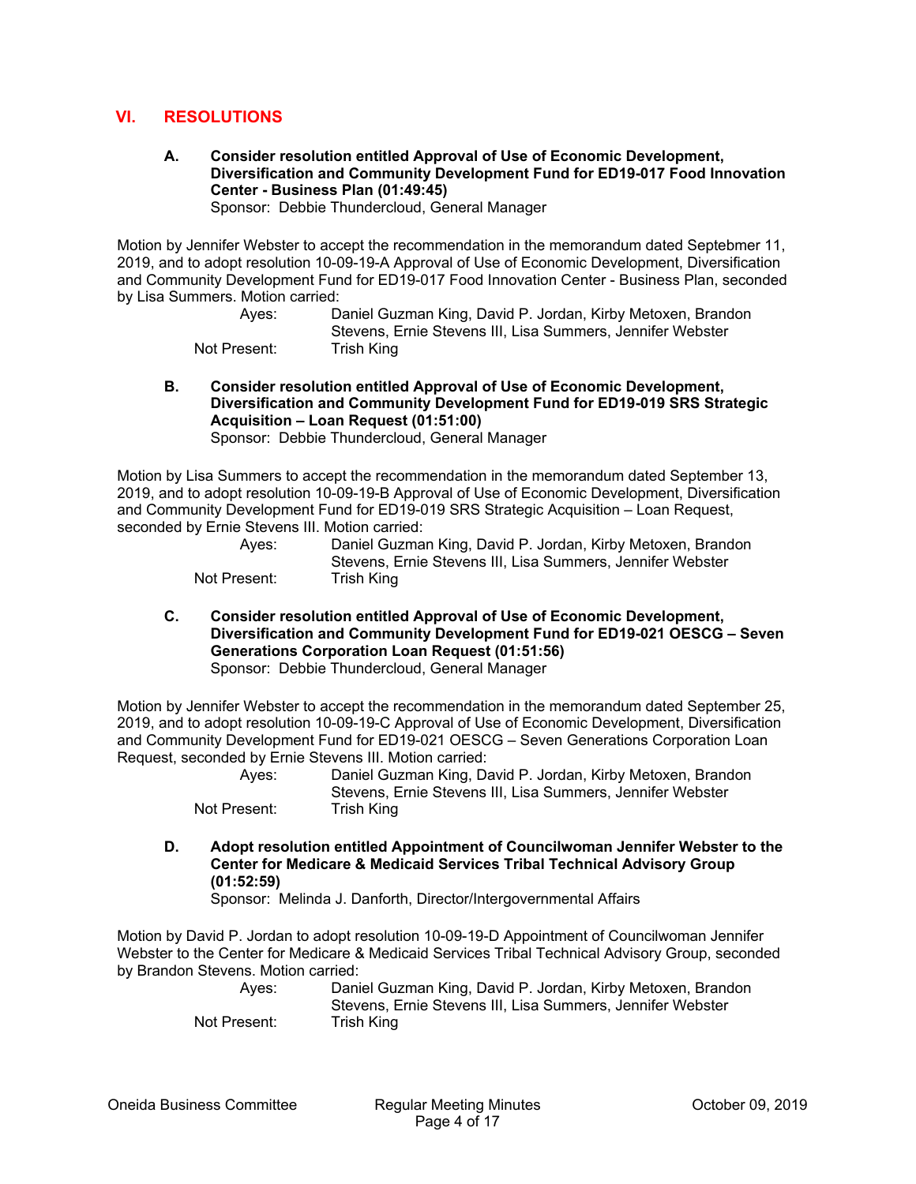## VI. RESOLUTIONS

**A. Consider resolution entitled Approval of Use of Economic Development, Diversification and Community Development Fund for ED19-017 Food Innovation Center - Business Plan (01:49:45)**
Sponsor: Debbie Thundercloud, General Manager

Motion by Jennifer Webster to accept the recommendation in the memorandum dated Septebmer 11, 2019, and to adopt resolution 10-09-19-A Approval of Use of Economic Development, Diversification and Community Development Fund for ED19-017 Food Innovation Center - Business Plan, seconded by Lisa Summers. Motion carried:

Ayes: Daniel Guzman King, David P. Jordan, Kirby Metoxen, Brandon Stevens, Ernie Stevens III, Lisa Summers, Jennifer Webster
Not Present: Trish King

**B. Consider resolution entitled Approval of Use of Economic Development, Diversification and Community Development Fund for ED19-019 SRS Strategic Acquisition – Loan Request (01:51:00)**
Sponsor: Debbie Thundercloud, General Manager

Motion by Lisa Summers to accept the recommendation in the memorandum dated September 13, 2019, and to adopt resolution 10-09-19-B Approval of Use of Economic Development, Diversification and Community Development Fund for ED19-019 SRS Strategic Acquisition – Loan Request, seconded by Ernie Stevens III. Motion carried:

Ayes: Daniel Guzman King, David P. Jordan, Kirby Metoxen, Brandon Stevens, Ernie Stevens III, Lisa Summers, Jennifer Webster
Not Present: Trish King

**C. Consider resolution entitled Approval of Use of Economic Development, Diversification and Community Development Fund for ED19-021 OESCG – Seven Generations Corporation Loan Request (01:51:56)**
Sponsor: Debbie Thundercloud, General Manager

Motion by Jennifer Webster to accept the recommendation in the memorandum dated September 25, 2019, and to adopt resolution 10-09-19-C Approval of Use of Economic Development, Diversification and Community Development Fund for ED19-021 OESCG – Seven Generations Corporation Loan Request, seconded by Ernie Stevens III. Motion carried:

Ayes: Daniel Guzman King, David P. Jordan, Kirby Metoxen, Brandon Stevens, Ernie Stevens III, Lisa Summers, Jennifer Webster
Not Present: Trish King

**D. Adopt resolution entitled Appointment of Councilwoman Jennifer Webster to the Center for Medicare & Medicaid Services Tribal Technical Advisory Group (01:52:59)**
Sponsor: Melinda J. Danforth, Director/Intergovernmental Affairs

Motion by David P. Jordan to adopt resolution 10-09-19-D Appointment of Councilwoman Jennifer Webster to the Center for Medicare & Medicaid Services Tribal Technical Advisory Group, seconded by Brandon Stevens. Motion carried:

Ayes: Daniel Guzman King, David P. Jordan, Kirby Metoxen, Brandon Stevens, Ernie Stevens III, Lisa Summers, Jennifer Webster
Not Present: Trish King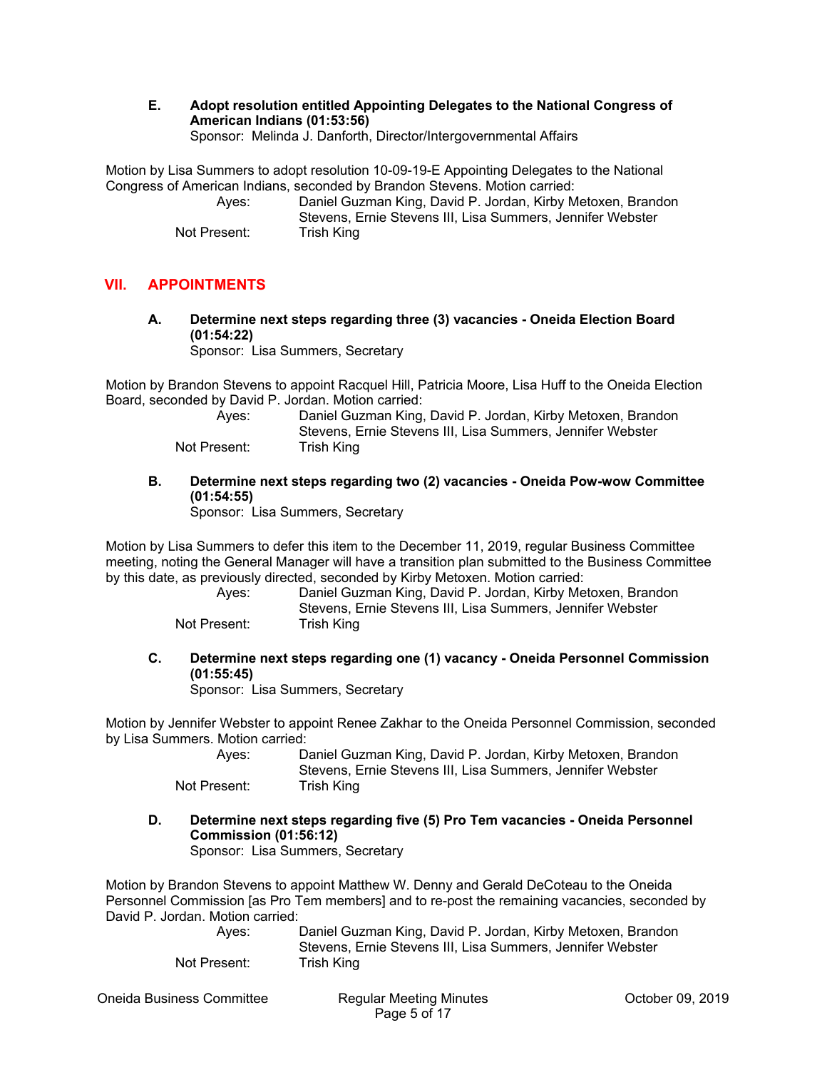**E. Adopt resolution entitled Appointing Delegates to the National Congress of American Indians (01:53:56)**
Sponsor: Melinda J. Danforth, Director/Intergovernmental Affairs

Motion by Lisa Summers to adopt resolution 10-09-19-E Appointing Delegates to the National Congress of American Indians, seconded by Brandon Stevens. Motion carried:

Ayes: Daniel Guzman King, David P. Jordan, Kirby Metoxen, Brandon Stevens, Ernie Stevens III, Lisa Summers, Jennifer Webster
Not Present: Trish King

## VII. APPOINTMENTS

**A. Determine next steps regarding three (3) vacancies - Oneida Election Board (01:54:22)**
Sponsor: Lisa Summers, Secretary

Motion by Brandon Stevens to appoint Racquel Hill, Patricia Moore, Lisa Huff to the Oneida Election Board, seconded by David P. Jordan. Motion carried:

Ayes: Daniel Guzman King, David P. Jordan, Kirby Metoxen, Brandon Stevens, Ernie Stevens III, Lisa Summers, Jennifer Webster
Not Present: Trish King

**B. Determine next steps regarding two (2) vacancies - Oneida Pow-wow Committee (01:54:55)**
Sponsor: Lisa Summers, Secretary

Motion by Lisa Summers to defer this item to the December 11, 2019, regular Business Committee meeting, noting the General Manager will have a transition plan submitted to the Business Committee by this date, as previously directed, seconded by Kirby Metoxen. Motion carried:

Ayes: Daniel Guzman King, David P. Jordan, Kirby Metoxen, Brandon Stevens, Ernie Stevens III, Lisa Summers, Jennifer Webster
Not Present: Trish King

**C. Determine next steps regarding one (1) vacancy - Oneida Personnel Commission (01:55:45)**
Sponsor: Lisa Summers, Secretary

Motion by Jennifer Webster to appoint Renee Zakhar to the Oneida Personnel Commission, seconded by Lisa Summers. Motion carried:

Ayes: Daniel Guzman King, David P. Jordan, Kirby Metoxen, Brandon Stevens, Ernie Stevens III, Lisa Summers, Jennifer Webster
Not Present: Trish King

**D. Determine next steps regarding five (5) Pro Tem vacancies - Oneida Personnel Commission (01:56:12)**
Sponsor: Lisa Summers, Secretary

Motion by Brandon Stevens to appoint Matthew W. Denny and Gerald DeCoteau to the Oneida Personnel Commission [as Pro Tem members] and to re-post the remaining vacancies, seconded by David P. Jordan. Motion carried:

Ayes: Daniel Guzman King, David P. Jordan, Kirby Metoxen, Brandon Stevens, Ernie Stevens III, Lisa Summers, Jennifer Webster
Not Present: Trish King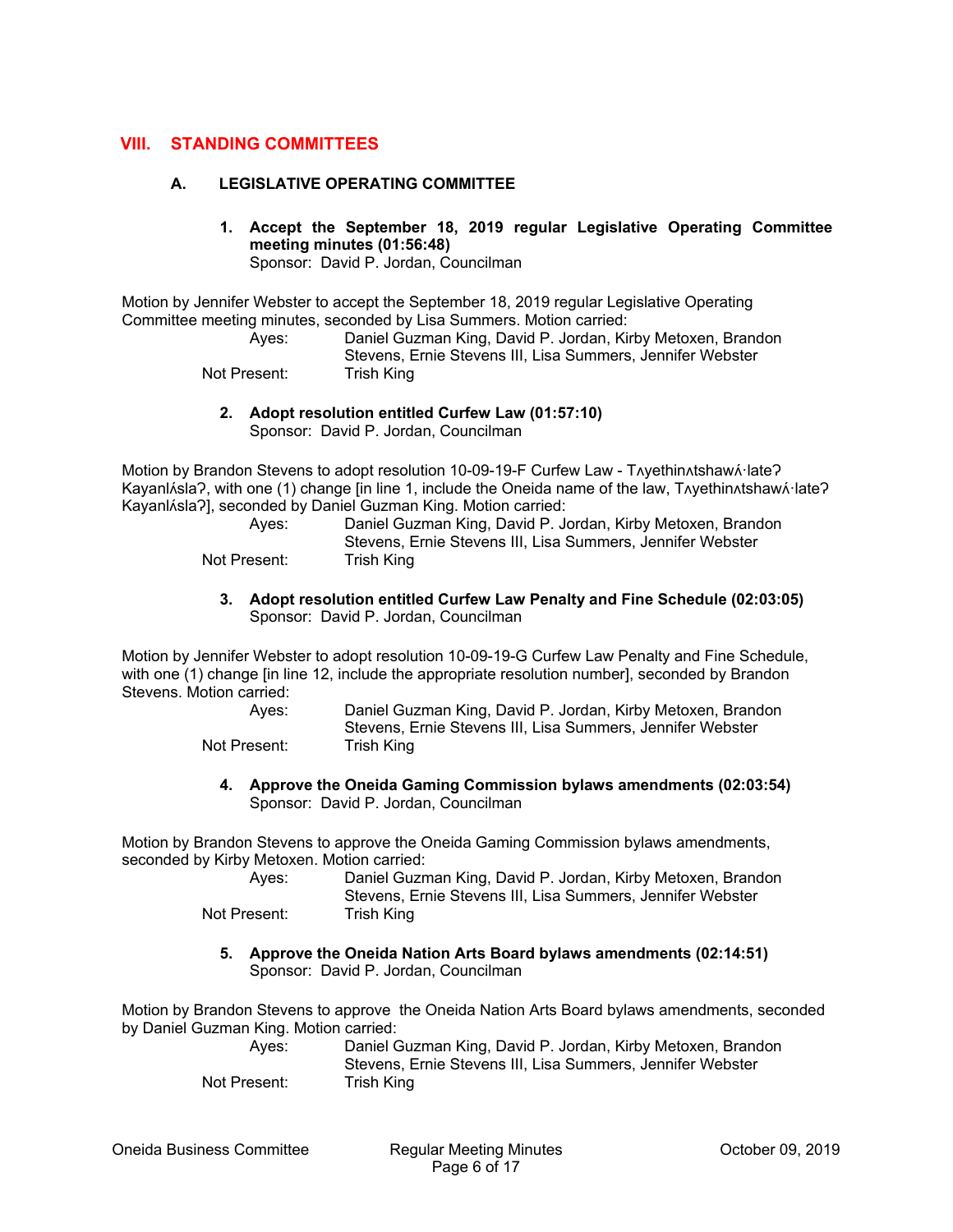## VIII. STANDING COMMITTEES

### A. LEGISLATIVE OPERATING COMMITTEE

**1. Accept the September 18, 2019 regular Legislative Operating Committee meeting minutes (01:56:48)**
Sponsor: David P. Jordan, Councilman

Motion by Jennifer Webster to accept the September 18, 2019 regular Legislative Operating Committee meeting minutes, seconded by Lisa Summers. Motion carried:

Ayes: Daniel Guzman King, David P. Jordan, Kirby Metoxen, Brandon Stevens, Ernie Stevens III, Lisa Summers, Jennifer Webster
Not Present: Trish King

**2. Adopt resolution entitled Curfew Law (01:57:10)**
Sponsor: David P. Jordan, Councilman

Motion by Brandon Stevens to adopt resolution 10-09-19-F Curfew Law - Tʌyethinʌtshawʌ́·lateʔ Kayanlʌ́slaʔ, with one (1) change [in line 1, include the Oneida name of the law, Tʌyethinʌtshawʌ́·lateʔ Kayanlʌ́slaʔ], seconded by Daniel Guzman King. Motion carried:

Ayes: Daniel Guzman King, David P. Jordan, Kirby Metoxen, Brandon Stevens, Ernie Stevens III, Lisa Summers, Jennifer Webster
Not Present: Trish King

**3. Adopt resolution entitled Curfew Law Penalty and Fine Schedule (02:03:05)**
Sponsor: David P. Jordan, Councilman

Motion by Jennifer Webster to adopt resolution 10-09-19-G Curfew Law Penalty and Fine Schedule, with one (1) change [in line 12, include the appropriate resolution number], seconded by Brandon Stevens. Motion carried:

Ayes: Daniel Guzman King, David P. Jordan, Kirby Metoxen, Brandon Stevens, Ernie Stevens III, Lisa Summers, Jennifer Webster
Not Present: Trish King

**4. Approve the Oneida Gaming Commission bylaws amendments (02:03:54)**
Sponsor: David P. Jordan, Councilman

Motion by Brandon Stevens to approve the Oneida Gaming Commission bylaws amendments, seconded by Kirby Metoxen. Motion carried:

Ayes: Daniel Guzman King, David P. Jordan, Kirby Metoxen, Brandon Stevens, Ernie Stevens III, Lisa Summers, Jennifer Webster
Not Present: Trish King

**5. Approve the Oneida Nation Arts Board bylaws amendments (02:14:51)**
Sponsor: David P. Jordan, Councilman

Motion by Brandon Stevens to approve the Oneida Nation Arts Board bylaws amendments, seconded by Daniel Guzman King. Motion carried:

Ayes: Daniel Guzman King, David P. Jordan, Kirby Metoxen, Brandon Stevens, Ernie Stevens III, Lisa Summers, Jennifer Webster
Not Present: Trish King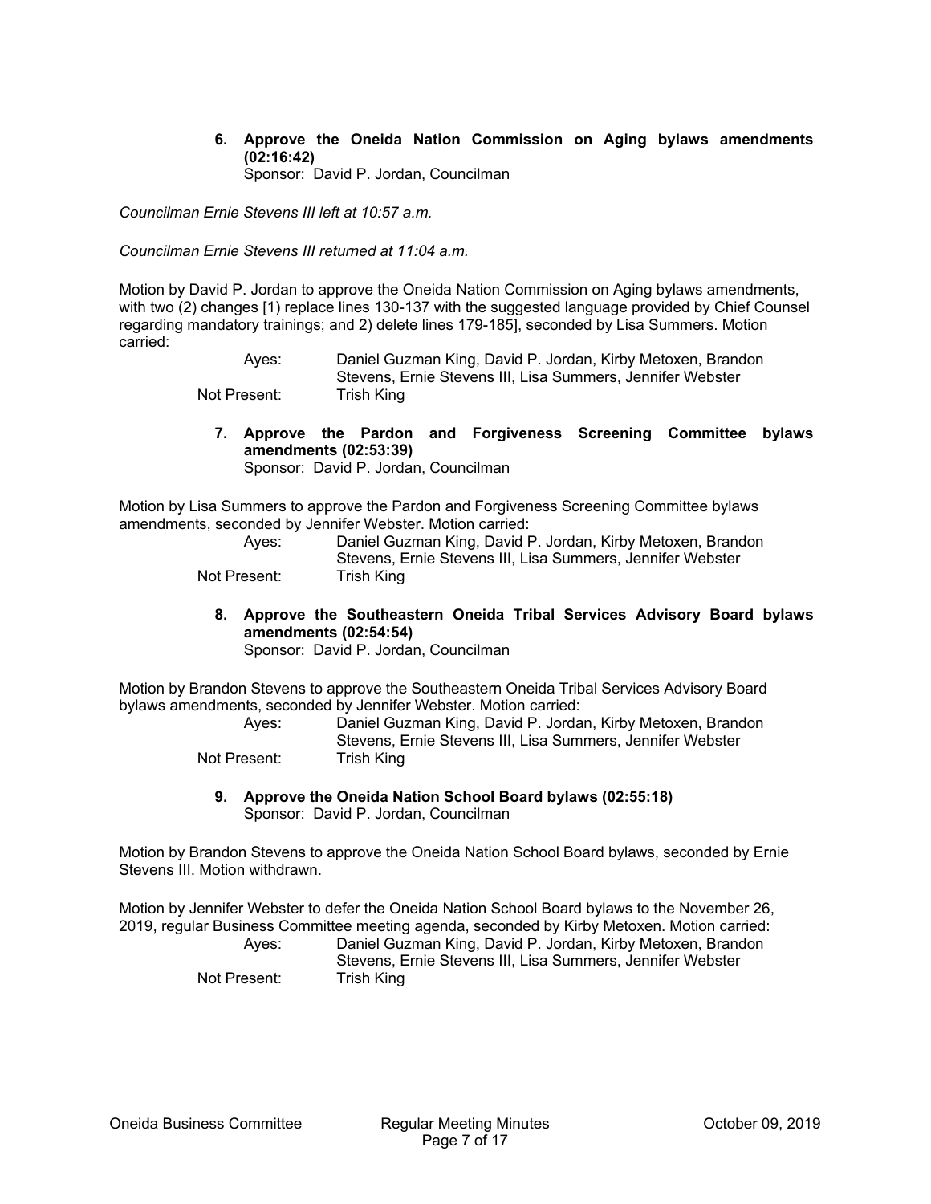**6. Approve the Oneida Nation Commission on Aging bylaws amendments (02:16:42)**
Sponsor: David P. Jordan, Councilman

*Councilman Ernie Stevens III left at 10:57 a.m.*

*Councilman Ernie Stevens III returned at 11:04 a.m.*

Motion by David P. Jordan to approve the Oneida Nation Commission on Aging bylaws amendments, with two (2) changes [1) replace lines 130-137 with the suggested language provided by Chief Counsel regarding mandatory trainings; and 2) delete lines 179-185], seconded by Lisa Summers. Motion carried:

Ayes: Daniel Guzman King, David P. Jordan, Kirby Metoxen, Brandon Stevens, Ernie Stevens III, Lisa Summers, Jennifer Webster
Not Present: Trish King

**7. Approve the Pardon and Forgiveness Screening Committee bylaws amendments (02:53:39)**
Sponsor: David P. Jordan, Councilman

Motion by Lisa Summers to approve the Pardon and Forgiveness Screening Committee bylaws amendments, seconded by Jennifer Webster. Motion carried:

Ayes: Daniel Guzman King, David P. Jordan, Kirby Metoxen, Brandon Stevens, Ernie Stevens III, Lisa Summers, Jennifer Webster
Not Present: Trish King

**8. Approve the Southeastern Oneida Tribal Services Advisory Board bylaws amendments (02:54:54)**
Sponsor: David P. Jordan, Councilman

Motion by Brandon Stevens to approve the Southeastern Oneida Tribal Services Advisory Board bylaws amendments, seconded by Jennifer Webster. Motion carried:

Ayes: Daniel Guzman King, David P. Jordan, Kirby Metoxen, Brandon Stevens, Ernie Stevens III, Lisa Summers, Jennifer Webster
Not Present: Trish King

**9. Approve the Oneida Nation School Board bylaws (02:55:18)**
Sponsor: David P. Jordan, Councilman

Motion by Brandon Stevens to approve the Oneida Nation School Board bylaws, seconded by Ernie Stevens III. Motion withdrawn.

Motion by Jennifer Webster to defer the Oneida Nation School Board bylaws to the November 26, 2019, regular Business Committee meeting agenda, seconded by Kirby Metoxen. Motion carried:

Ayes: Daniel Guzman King, David P. Jordan, Kirby Metoxen, Brandon Stevens, Ernie Stevens III, Lisa Summers, Jennifer Webster
Not Present: Trish King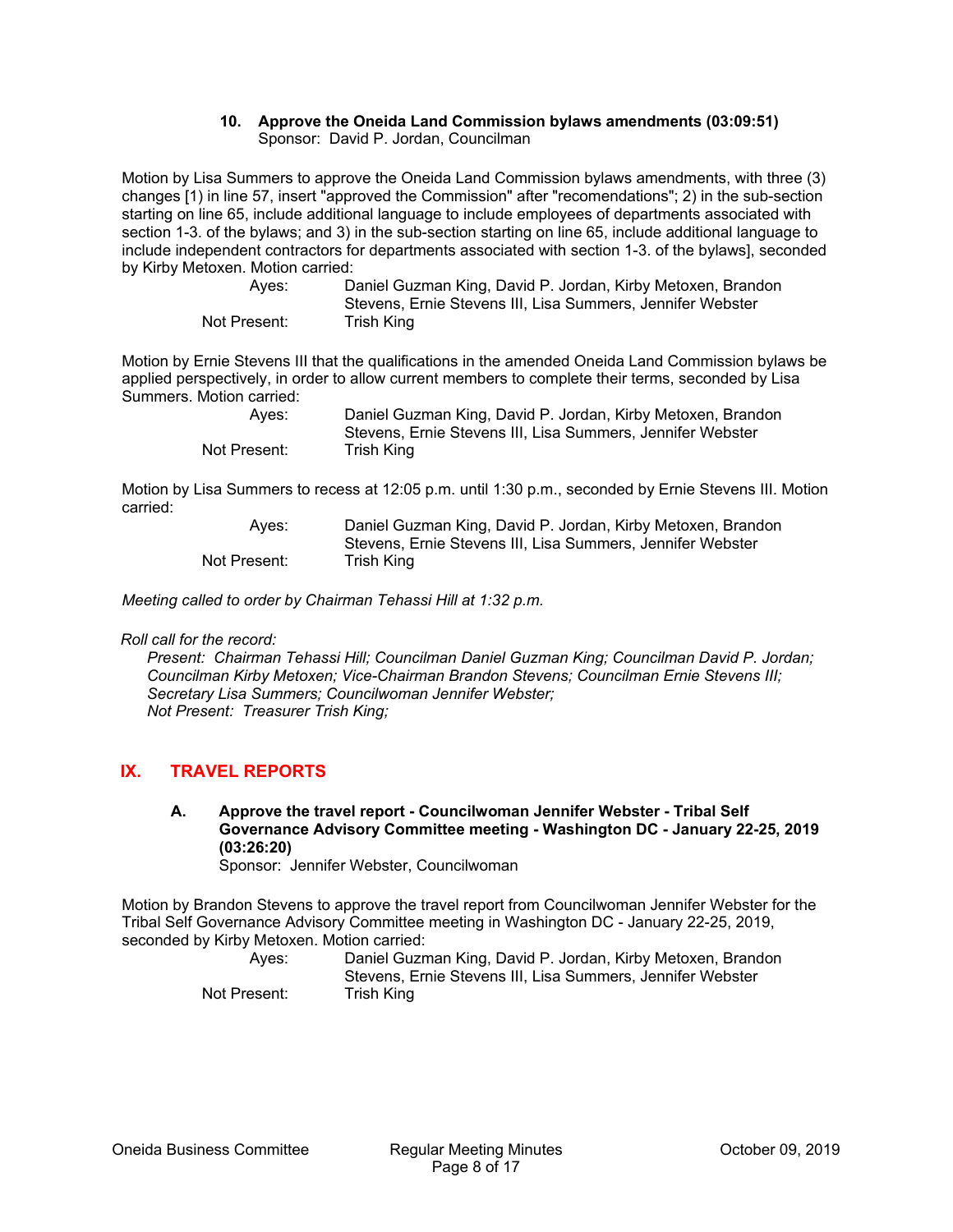**10. Approve the Oneida Land Commission bylaws amendments (03:09:51)**
Sponsor: David P. Jordan, Councilman

Motion by Lisa Summers to approve the Oneida Land Commission bylaws amendments, with three (3) changes [1) in line 57, insert "approved the Commission" after "recomendations"; 2) in the sub-section starting on line 65, include additional language to include employees of departments associated with section 1-3. of the bylaws; and 3) in the sub-section starting on line 65, include additional language to include independent contractors for departments associated with section 1-3. of the bylaws], seconded by Kirby Metoxen. Motion carried:

| | |
|---|---|
| Ayes: | Daniel Guzman King, David P. Jordan, Kirby Metoxen, Brandon Stevens, Ernie Stevens III, Lisa Summers, Jennifer Webster |
| Not Present: | Trish King |

Motion by Ernie Stevens III that the qualifications in the amended Oneida Land Commission bylaws be applied perspectively, in order to allow current members to complete their terms, seconded by Lisa Summers. Motion carried:

| | |
|---|---|
| Ayes: | Daniel Guzman King, David P. Jordan, Kirby Metoxen, Brandon Stevens, Ernie Stevens III, Lisa Summers, Jennifer Webster |
| Not Present: | Trish King |

Motion by Lisa Summers to recess at 12:05 p.m. until 1:30 p.m., seconded by Ernie Stevens III. Motion carried:

| | |
|---|---|
| Ayes: | Daniel Guzman King, David P. Jordan, Kirby Metoxen, Brandon Stevens, Ernie Stevens III, Lisa Summers, Jennifer Webster |
| Not Present: | Trish King |

*Meeting called to order by Chairman Tehassi Hill at 1:32 p.m.*

*Roll call for the record:*

*Present: Chairman Tehassi Hill; Councilman Daniel Guzman King; Councilman David P. Jordan; Councilman Kirby Metoxen; Vice-Chairman Brandon Stevens; Councilman Ernie Stevens III; Secretary Lisa Summers; Councilwoman Jennifer Webster;*
*Not Present: Treasurer Trish King;*

## IX. TRAVEL REPORTS

**A. Approve the travel report - Councilwoman Jennifer Webster - Tribal Self Governance Advisory Committee meeting - Washington DC - January 22-25, 2019 (03:26:20)**
Sponsor: Jennifer Webster, Councilwoman

Motion by Brandon Stevens to approve the travel report from Councilwoman Jennifer Webster for the Tribal Self Governance Advisory Committee meeting in Washington DC - January 22-25, 2019, seconded by Kirby Metoxen. Motion carried:

| | |
|---|---|
| Ayes: | Daniel Guzman King, David P. Jordan, Kirby Metoxen, Brandon Stevens, Ernie Stevens III, Lisa Summers, Jennifer Webster |
| Not Present: | Trish King |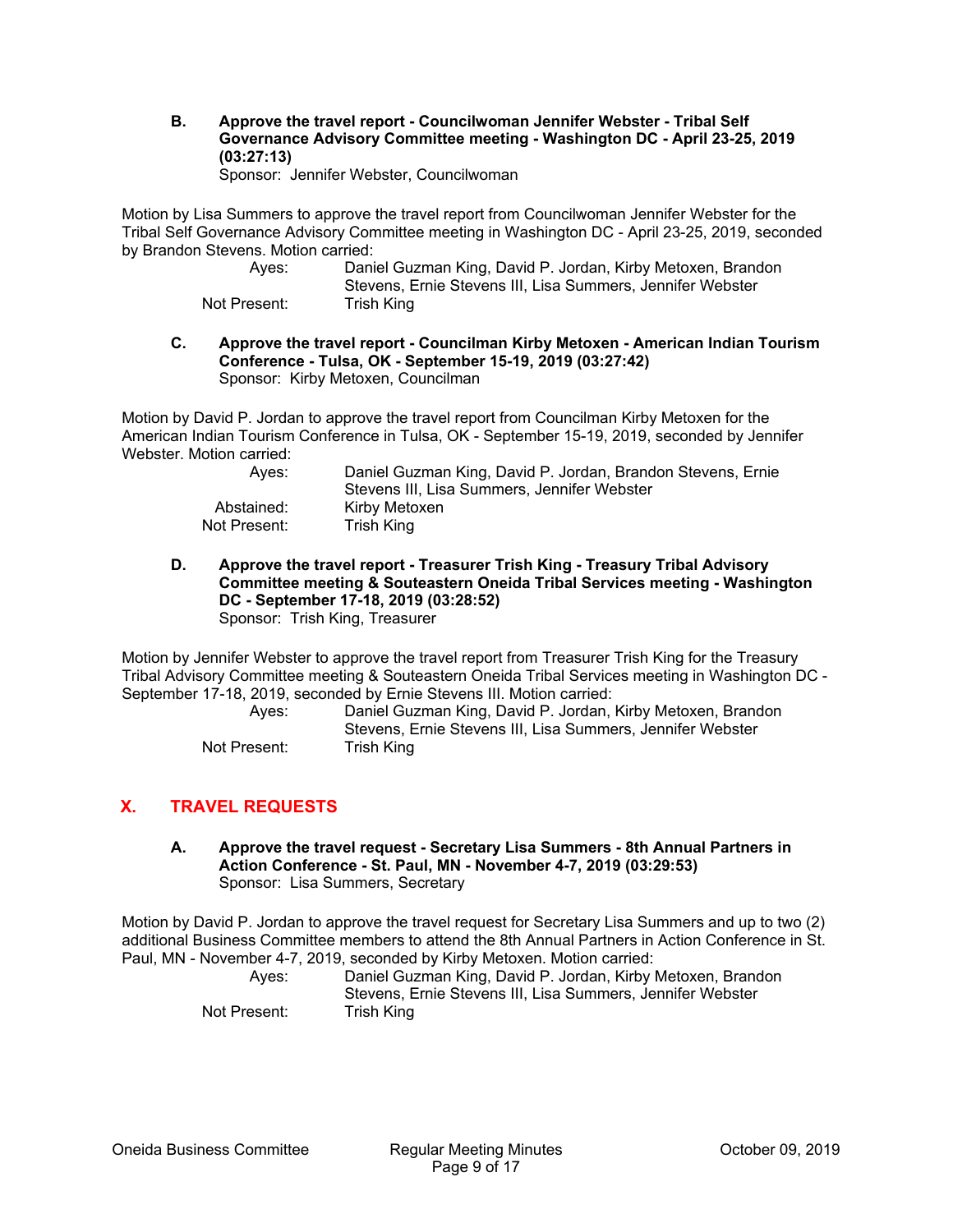**B. Approve the travel report - Councilwoman Jennifer Webster - Tribal Self Governance Advisory Committee meeting - Washington DC - April 23-25, 2019 (03:27:13)**
Sponsor: Jennifer Webster, Councilwoman

Motion by Lisa Summers to approve the travel report from Councilwoman Jennifer Webster for the Tribal Self Governance Advisory Committee meeting in Washington DC - April 23-25, 2019, seconded by Brandon Stevens. Motion carried:

Ayes: Daniel Guzman King, David P. Jordan, Kirby Metoxen, Brandon Stevens, Ernie Stevens III, Lisa Summers, Jennifer Webster
Not Present: Trish King

**C. Approve the travel report - Councilman Kirby Metoxen - American Indian Tourism Conference - Tulsa, OK - September 15-19, 2019 (03:27:42)**
Sponsor: Kirby Metoxen, Councilman

Motion by David P. Jordan to approve the travel report from Councilman Kirby Metoxen for the American Indian Tourism Conference in Tulsa, OK - September 15-19, 2019, seconded by Jennifer Webster. Motion carried:

Ayes: Daniel Guzman King, David P. Jordan, Brandon Stevens, Ernie Stevens III, Lisa Summers, Jennifer Webster
Abstained: Kirby Metoxen
Not Present: Trish King

**D. Approve the travel report - Treasurer Trish King - Treasury Tribal Advisory Committee meeting & Souteastern Oneida Tribal Services meeting - Washington DC - September 17-18, 2019 (03:28:52)**
Sponsor: Trish King, Treasurer

Motion by Jennifer Webster to approve the travel report from Treasurer Trish King for the Treasury Tribal Advisory Committee meeting & Souteastern Oneida Tribal Services meeting in Washington DC - September 17-18, 2019, seconded by Ernie Stevens III. Motion carried:

Ayes: Daniel Guzman King, David P. Jordan, Kirby Metoxen, Brandon Stevens, Ernie Stevens III, Lisa Summers, Jennifer Webster
Not Present: Trish King

## X. TRAVEL REQUESTS

**A. Approve the travel request - Secretary Lisa Summers - 8th Annual Partners in Action Conference - St. Paul, MN - November 4-7, 2019 (03:29:53)**
Sponsor: Lisa Summers, Secretary

Motion by David P. Jordan to approve the travel request for Secretary Lisa Summers and up to two (2) additional Business Committee members to attend the 8th Annual Partners in Action Conference in St. Paul, MN - November 4-7, 2019, seconded by Kirby Metoxen. Motion carried:

Ayes: Daniel Guzman King, David P. Jordan, Kirby Metoxen, Brandon Stevens, Ernie Stevens III, Lisa Summers, Jennifer Webster
Not Present: Trish King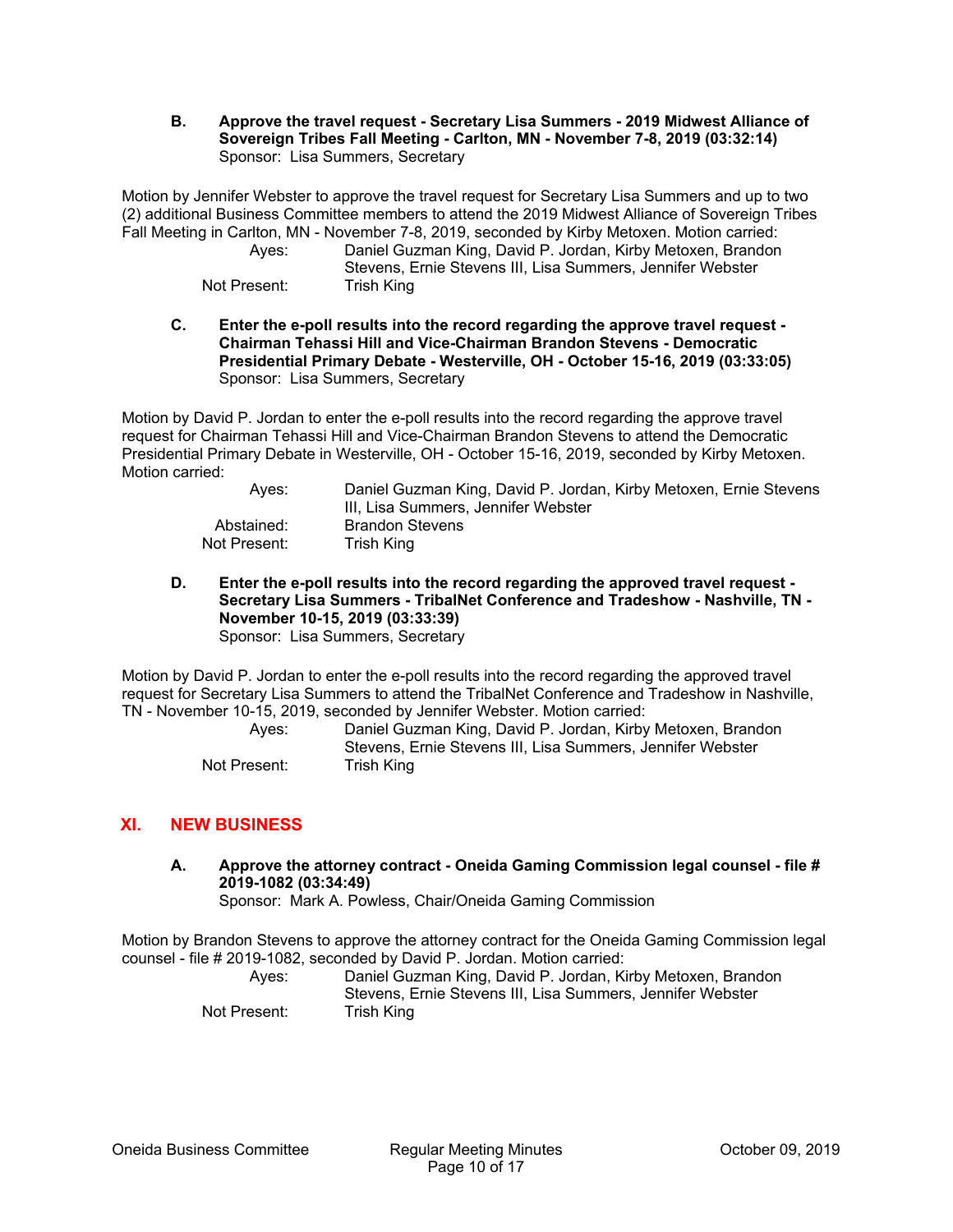**B. Approve the travel request - Secretary Lisa Summers - 2019 Midwest Alliance of Sovereign Tribes Fall Meeting - Carlton, MN - November 7-8, 2019 (03:32:14)**
Sponsor: Lisa Summers, Secretary

Motion by Jennifer Webster to approve the travel request for Secretary Lisa Summers and up to two (2) additional Business Committee members to attend the 2019 Midwest Alliance of Sovereign Tribes Fall Meeting in Carlton, MN - November 7-8, 2019, seconded by Kirby Metoxen. Motion carried:

Ayes: Daniel Guzman King, David P. Jordan, Kirby Metoxen, Brandon Stevens, Ernie Stevens III, Lisa Summers, Jennifer Webster
Not Present: Trish King

**C. Enter the e-poll results into the record regarding the approve travel request - Chairman Tehassi Hill and Vice-Chairman Brandon Stevens - Democratic Presidential Primary Debate - Westerville, OH - October 15-16, 2019 (03:33:05)**
Sponsor: Lisa Summers, Secretary

Motion by David P. Jordan to enter the e-poll results into the record regarding the approve travel request for Chairman Tehassi Hill and Vice-Chairman Brandon Stevens to attend the Democratic Presidential Primary Debate in Westerville, OH - October 15-16, 2019, seconded by Kirby Metoxen. Motion carried:

Ayes: Daniel Guzman King, David P. Jordan, Kirby Metoxen, Ernie Stevens III, Lisa Summers, Jennifer Webster
Abstained: Brandon Stevens
Not Present: Trish King

**D. Enter the e-poll results into the record regarding the approved travel request - Secretary Lisa Summers - TribalNet Conference and Tradeshow - Nashville, TN - November 10-15, 2019 (03:33:39)**
Sponsor: Lisa Summers, Secretary

Motion by David P. Jordan to enter the e-poll results into the record regarding the approved travel request for Secretary Lisa Summers to attend the TribalNet Conference and Tradeshow in Nashville, TN - November 10-15, 2019, seconded by Jennifer Webster. Motion carried:

Ayes: Daniel Guzman King, David P. Jordan, Kirby Metoxen, Brandon Stevens, Ernie Stevens III, Lisa Summers, Jennifer Webster
Not Present: Trish King

## XI. NEW BUSINESS

**A. Approve the attorney contract - Oneida Gaming Commission legal counsel - file # 2019-1082 (03:34:49)**
Sponsor: Mark A. Powless, Chair/Oneida Gaming Commission

Motion by Brandon Stevens to approve the attorney contract for the Oneida Gaming Commission legal counsel - file # 2019-1082, seconded by David P. Jordan. Motion carried:

Ayes: Daniel Guzman King, David P. Jordan, Kirby Metoxen, Brandon Stevens, Ernie Stevens III, Lisa Summers, Jennifer Webster
Not Present: Trish King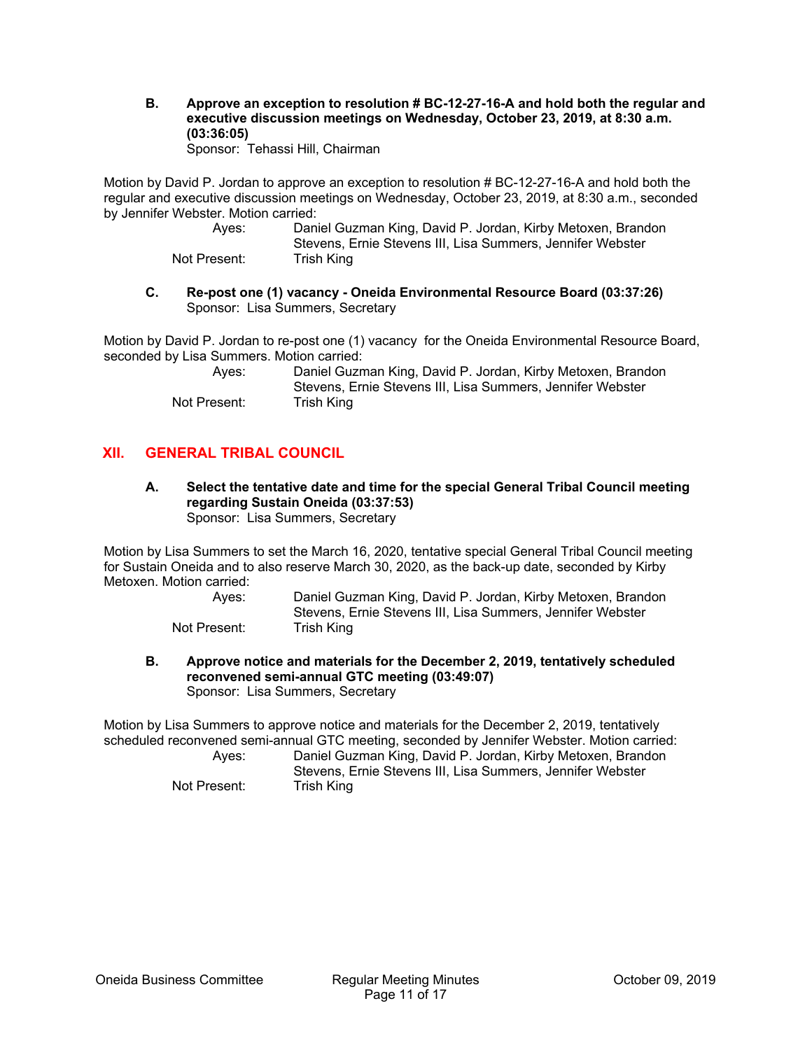**B. Approve an exception to resolution # BC-12-27-16-A and hold both the regular and executive discussion meetings on Wednesday, October 23, 2019, at 8:30 a.m. (03:36:05)**
Sponsor: Tehassi Hill, Chairman

Motion by David P. Jordan to approve an exception to resolution # BC-12-27-16-A and hold both the regular and executive discussion meetings on Wednesday, October 23, 2019, at 8:30 a.m., seconded by Jennifer Webster. Motion carried:

Ayes: Daniel Guzman King, David P. Jordan, Kirby Metoxen, Brandon Stevens, Ernie Stevens III, Lisa Summers, Jennifer Webster
Not Present: Trish King

**C. Re-post one (1) vacancy - Oneida Environmental Resource Board (03:37:26)**
Sponsor: Lisa Summers, Secretary

Motion by David P. Jordan to re-post one (1) vacancy for the Oneida Environmental Resource Board, seconded by Lisa Summers. Motion carried:

Ayes: Daniel Guzman King, David P. Jordan, Kirby Metoxen, Brandon Stevens, Ernie Stevens III, Lisa Summers, Jennifer Webster
Not Present: Trish King

## XII. GENERAL TRIBAL COUNCIL

**A. Select the tentative date and time for the special General Tribal Council meeting regarding Sustain Oneida (03:37:53)**
Sponsor: Lisa Summers, Secretary

Motion by Lisa Summers to set the March 16, 2020, tentative special General Tribal Council meeting for Sustain Oneida and to also reserve March 30, 2020, as the back-up date, seconded by Kirby Metoxen. Motion carried:

Ayes: Daniel Guzman King, David P. Jordan, Kirby Metoxen, Brandon Stevens, Ernie Stevens III, Lisa Summers, Jennifer Webster
Not Present: Trish King

**B. Approve notice and materials for the December 2, 2019, tentatively scheduled reconvened semi-annual GTC meeting (03:49:07)**
Sponsor: Lisa Summers, Secretary

Motion by Lisa Summers to approve notice and materials for the December 2, 2019, tentatively scheduled reconvened semi-annual GTC meeting, seconded by Jennifer Webster. Motion carried:

Ayes: Daniel Guzman King, David P. Jordan, Kirby Metoxen, Brandon Stevens, Ernie Stevens III, Lisa Summers, Jennifer Webster
Not Present: Trish King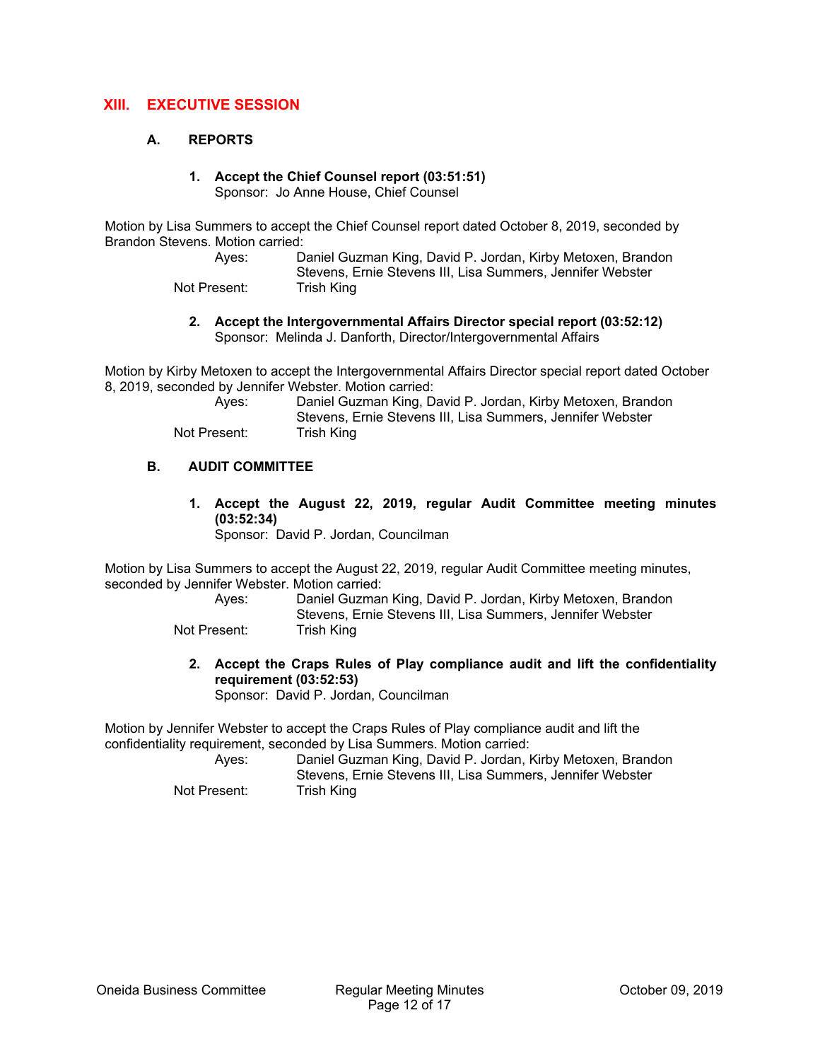## XIII. EXECUTIVE SESSION

### A. REPORTS

**1. Accept the Chief Counsel report (03:51:51)**
Sponsor: Jo Anne House, Chief Counsel

Motion by Lisa Summers to accept the Chief Counsel report dated October 8, 2019, seconded by Brandon Stevens. Motion carried:

Ayes: Daniel Guzman King, David P. Jordan, Kirby Metoxen, Brandon Stevens, Ernie Stevens III, Lisa Summers, Jennifer Webster
Not Present: Trish King

**2. Accept the Intergovernmental Affairs Director special report (03:52:12)**
Sponsor: Melinda J. Danforth, Director/Intergovernmental Affairs

Motion by Kirby Metoxen to accept the Intergovernmental Affairs Director special report dated October 8, 2019, seconded by Jennifer Webster. Motion carried:

Ayes: Daniel Guzman King, David P. Jordan, Kirby Metoxen, Brandon Stevens, Ernie Stevens III, Lisa Summers, Jennifer Webster
Not Present: Trish King

### B. AUDIT COMMITTEE

**1. Accept the August 22, 2019, regular Audit Committee meeting minutes (03:52:34)**
Sponsor: David P. Jordan, Councilman

Motion by Lisa Summers to accept the August 22, 2019, regular Audit Committee meeting minutes, seconded by Jennifer Webster. Motion carried:

Ayes: Daniel Guzman King, David P. Jordan, Kirby Metoxen, Brandon Stevens, Ernie Stevens III, Lisa Summers, Jennifer Webster
Not Present: Trish King

**2. Accept the Craps Rules of Play compliance audit and lift the confidentiality requirement (03:52:53)**
Sponsor: David P. Jordan, Councilman

Motion by Jennifer Webster to accept the Craps Rules of Play compliance audit and lift the confidentiality requirement, seconded by Lisa Summers. Motion carried:

Ayes: Daniel Guzman King, David P. Jordan, Kirby Metoxen, Brandon Stevens, Ernie Stevens III, Lisa Summers, Jennifer Webster
Not Present: Trish King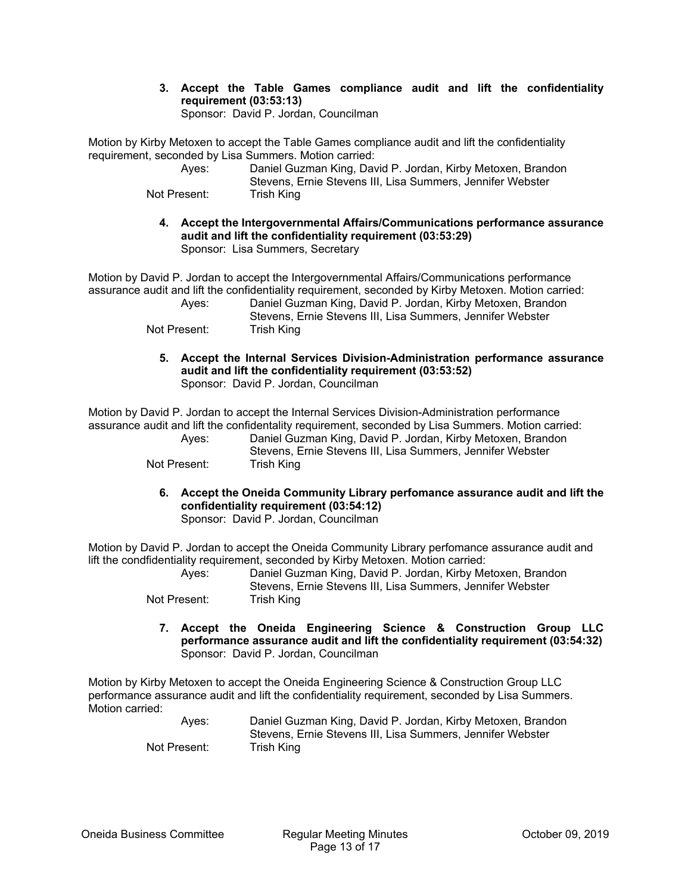**3. Accept the Table Games compliance audit and lift the confidentiality requirement (03:53:13)**
Sponsor: David P. Jordan, Councilman

Motion by Kirby Metoxen to accept the Table Games compliance audit and lift the confidentiality requirement, seconded by Lisa Summers. Motion carried:

Ayes: Daniel Guzman King, David P. Jordan, Kirby Metoxen, Brandon Stevens, Ernie Stevens III, Lisa Summers, Jennifer Webster
Not Present: Trish King

**4. Accept the Intergovernmental Affairs/Communications performance assurance audit and lift the confidentiality requirement (03:53:29)**
Sponsor: Lisa Summers, Secretary

Motion by David P. Jordan to accept the Intergovernmental Affairs/Communications performance assurance audit and lift the confidentiality requirement, seconded by Kirby Metoxen. Motion carried:

Ayes: Daniel Guzman King, David P. Jordan, Kirby Metoxen, Brandon Stevens, Ernie Stevens III, Lisa Summers, Jennifer Webster
Not Present: Trish King

**5. Accept the Internal Services Division-Administration performance assurance audit and lift the confidentiality requirement (03:53:52)**
Sponsor: David P. Jordan, Councilman

Motion by David P. Jordan to accept the Internal Services Division-Administration performance assurance audit and lift the confidentality requirement, seconded by Lisa Summers. Motion carried:

Ayes: Daniel Guzman King, David P. Jordan, Kirby Metoxen, Brandon Stevens, Ernie Stevens III, Lisa Summers, Jennifer Webster
Not Present: Trish King

**6. Accept the Oneida Community Library perfomance assurance audit and lift the confidentiality requirement (03:54:12)**
Sponsor: David P. Jordan, Councilman

Motion by David P. Jordan to accept the Oneida Community Library perfomance assurance audit and lift the condfidentiality requirement, seconded by Kirby Metoxen. Motion carried:

Ayes: Daniel Guzman King, David P. Jordan, Kirby Metoxen, Brandon Stevens, Ernie Stevens III, Lisa Summers, Jennifer Webster
Not Present: Trish King

**7. Accept the Oneida Engineering Science & Construction Group LLC performance assurance audit and lift the confidentiality requirement (03:54:32)**
Sponsor: David P. Jordan, Councilman

Motion by Kirby Metoxen to accept the Oneida Engineering Science & Construction Group LLC performance assurance audit and lift the confidentiality requirement, seconded by Lisa Summers. Motion carried:

Ayes: Daniel Guzman King, David P. Jordan, Kirby Metoxen, Brandon Stevens, Ernie Stevens III, Lisa Summers, Jennifer Webster
Not Present: Trish King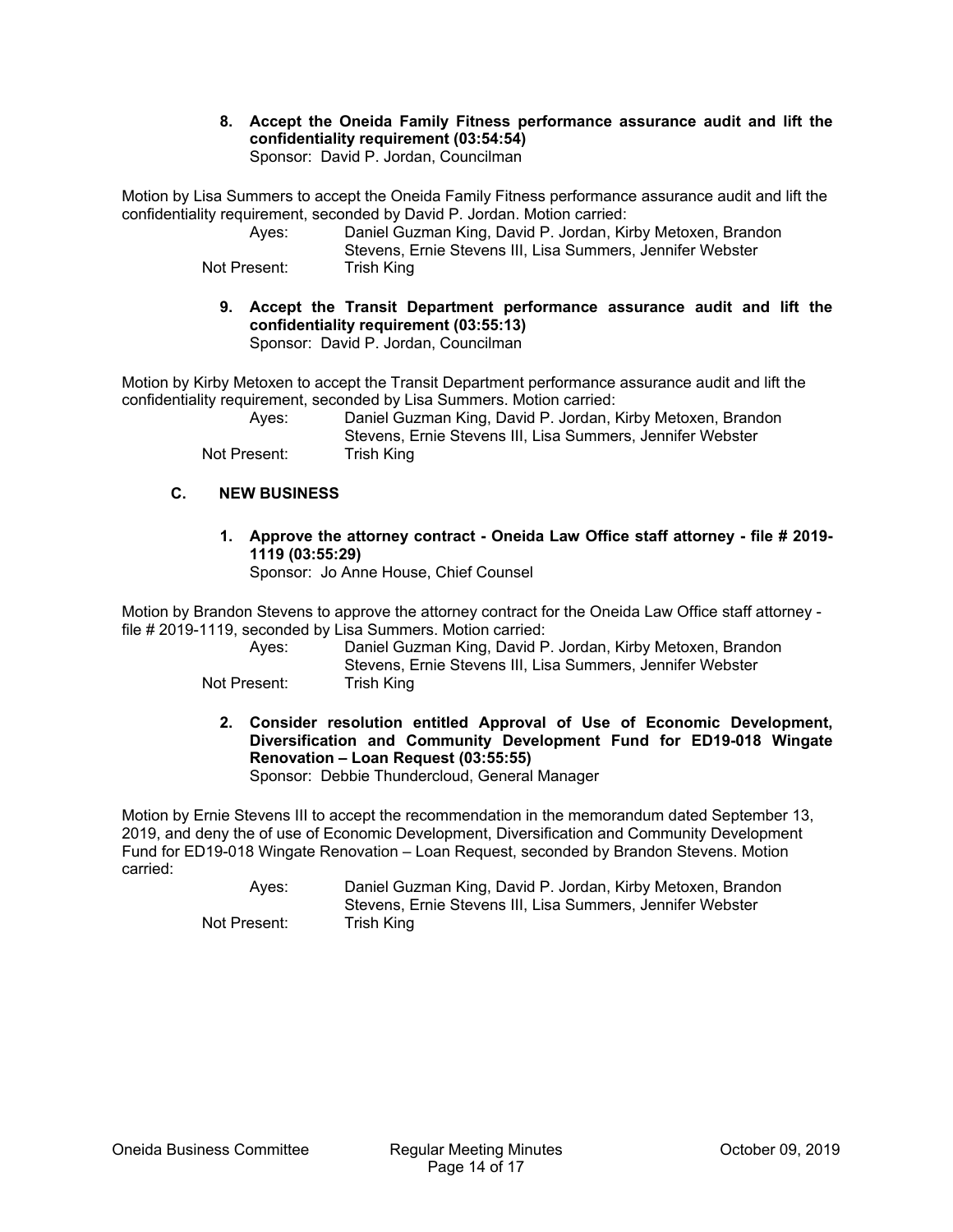**8. Accept the Oneida Family Fitness performance assurance audit and lift the confidentiality requirement (03:54:54)**
Sponsor: David P. Jordan, Councilman

Motion by Lisa Summers to accept the Oneida Family Fitness performance assurance audit and lift the confidentiality requirement, seconded by David P. Jordan. Motion carried:

Ayes: Daniel Guzman King, David P. Jordan, Kirby Metoxen, Brandon Stevens, Ernie Stevens III, Lisa Summers, Jennifer Webster
Not Present: Trish King

**9. Accept the Transit Department performance assurance audit and lift the confidentiality requirement (03:55:13)**
Sponsor: David P. Jordan, Councilman

Motion by Kirby Metoxen to accept the Transit Department performance assurance audit and lift the confidentiality requirement, seconded by Lisa Summers. Motion carried:

Ayes: Daniel Guzman King, David P. Jordan, Kirby Metoxen, Brandon Stevens, Ernie Stevens III, Lisa Summers, Jennifer Webster
Not Present: Trish King

## C. NEW BUSINESS

**1. Approve the attorney contract - Oneida Law Office staff attorney - file # 2019-1119 (03:55:29)**
Sponsor: Jo Anne House, Chief Counsel

Motion by Brandon Stevens to approve the attorney contract for the Oneida Law Office staff attorney - file # 2019-1119, seconded by Lisa Summers. Motion carried:

Ayes: Daniel Guzman King, David P. Jordan, Kirby Metoxen, Brandon Stevens, Ernie Stevens III, Lisa Summers, Jennifer Webster
Not Present: Trish King

**2. Consider resolution entitled Approval of Use of Economic Development, Diversification and Community Development Fund for ED19-018 Wingate Renovation – Loan Request (03:55:55)**
Sponsor: Debbie Thundercloud, General Manager

Motion by Ernie Stevens III to accept the recommendation in the memorandum dated September 13, 2019, and deny the of use of Economic Development, Diversification and Community Development Fund for ED19-018 Wingate Renovation – Loan Request, seconded by Brandon Stevens. Motion carried:

Ayes: Daniel Guzman King, David P. Jordan, Kirby Metoxen, Brandon Stevens, Ernie Stevens III, Lisa Summers, Jennifer Webster
Not Present: Trish King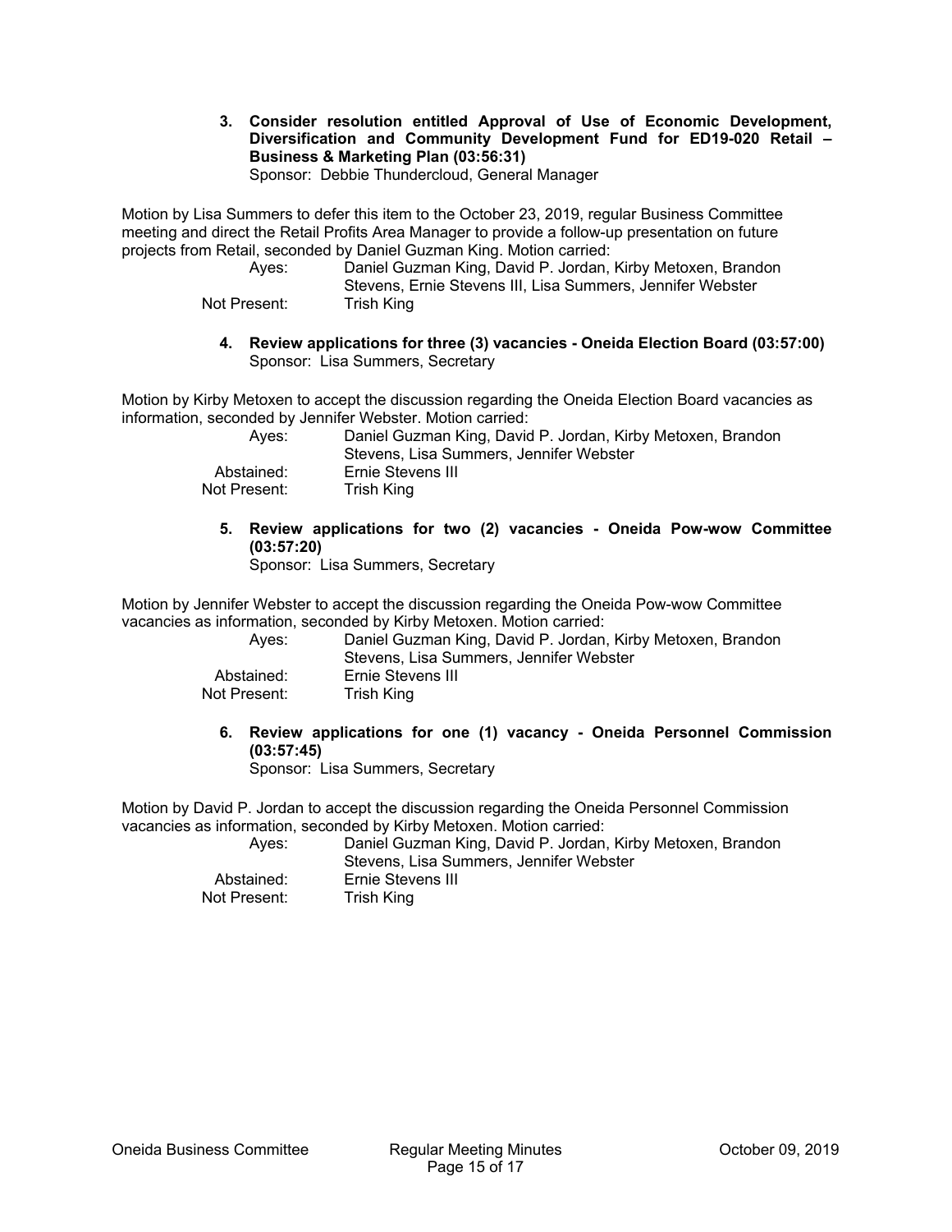**3. Consider resolution entitled Approval of Use of Economic Development, Diversification and Community Development Fund for ED19-020 Retail – Business & Marketing Plan (03:56:31)**
Sponsor: Debbie Thundercloud, General Manager

Motion by Lisa Summers to defer this item to the October 23, 2019, regular Business Committee meeting and direct the Retail Profits Area Manager to provide a follow-up presentation on future projects from Retail, seconded by Daniel Guzman King. Motion carried:

Ayes: Daniel Guzman King, David P. Jordan, Kirby Metoxen, Brandon Stevens, Ernie Stevens III, Lisa Summers, Jennifer Webster
Not Present: Trish King

**4. Review applications for three (3) vacancies - Oneida Election Board (03:57:00)**
Sponsor: Lisa Summers, Secretary

Motion by Kirby Metoxen to accept the discussion regarding the Oneida Election Board vacancies as information, seconded by Jennifer Webster. Motion carried:

Ayes: Daniel Guzman King, David P. Jordan, Kirby Metoxen, Brandon Stevens, Lisa Summers, Jennifer Webster
Abstained: Ernie Stevens III
Not Present: Trish King

**5. Review applications for two (2) vacancies - Oneida Pow-wow Committee (03:57:20)**
Sponsor: Lisa Summers, Secretary

Motion by Jennifer Webster to accept the discussion regarding the Oneida Pow-wow Committee vacancies as information, seconded by Kirby Metoxen. Motion carried:

Ayes: Daniel Guzman King, David P. Jordan, Kirby Metoxen, Brandon Stevens, Lisa Summers, Jennifer Webster
Abstained: Ernie Stevens III
Not Present: Trish King

**6. Review applications for one (1) vacancy - Oneida Personnel Commission (03:57:45)**
Sponsor: Lisa Summers, Secretary

Motion by David P. Jordan to accept the discussion regarding the Oneida Personnel Commission vacancies as information, seconded by Kirby Metoxen. Motion carried:

Ayes: Daniel Guzman King, David P. Jordan, Kirby Metoxen, Brandon Stevens, Lisa Summers, Jennifer Webster
Abstained: Ernie Stevens III
Not Present: Trish King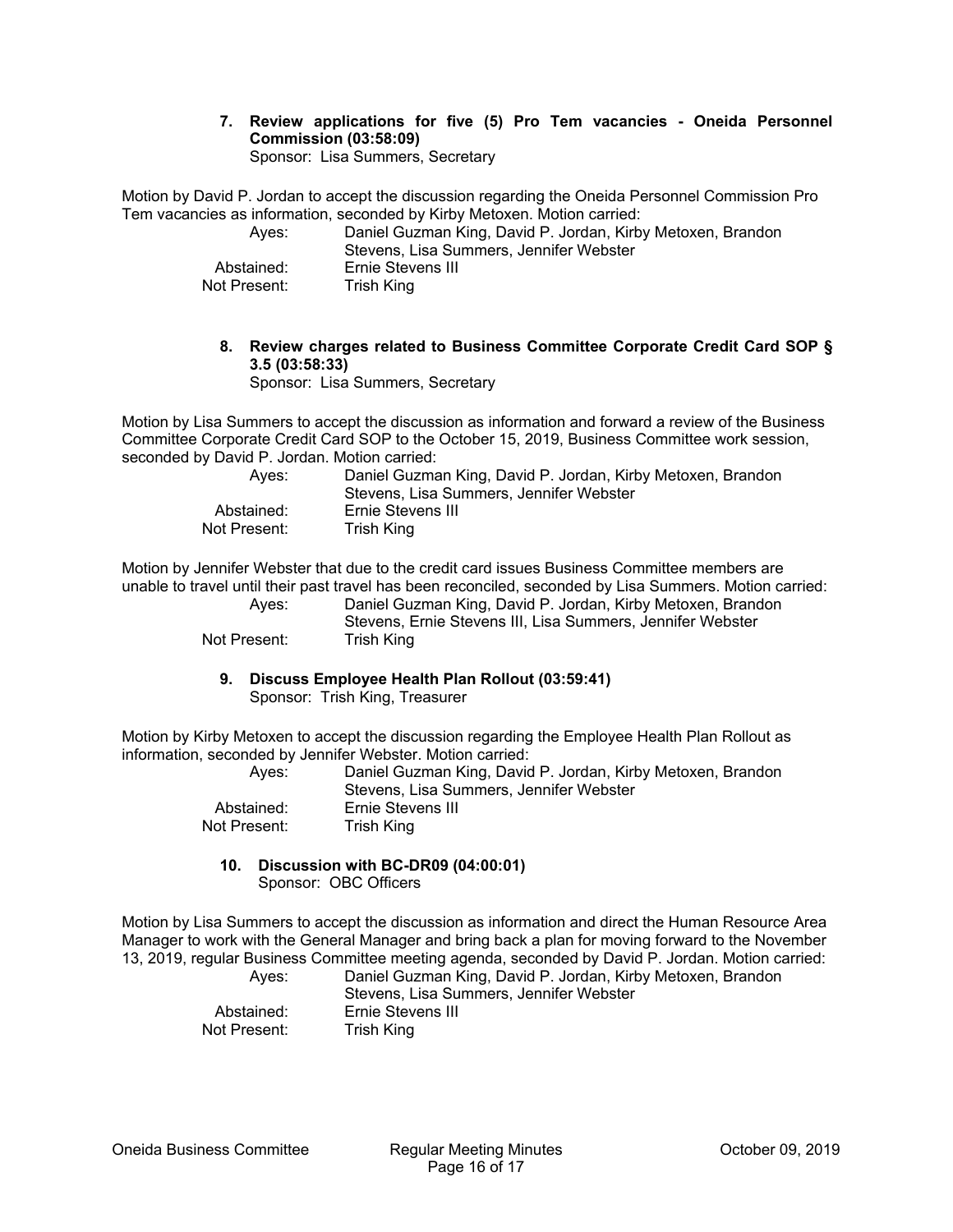**7. Review applications for five (5) Pro Tem vacancies - Oneida Personnel Commission (03:58:09)**
Sponsor: Lisa Summers, Secretary

Motion by David P. Jordan to accept the discussion regarding the Oneida Personnel Commission Pro Tem vacancies as information, seconded by Kirby Metoxen. Motion carried:

Ayes: Daniel Guzman King, David P. Jordan, Kirby Metoxen, Brandon Stevens, Lisa Summers, Jennifer Webster
Abstained: Ernie Stevens III
Not Present: Trish King

**8. Review charges related to Business Committee Corporate Credit Card SOP § 3.5 (03:58:33)**
Sponsor: Lisa Summers, Secretary

Motion by Lisa Summers to accept the discussion as information and forward a review of the Business Committee Corporate Credit Card SOP to the October 15, 2019, Business Committee work session, seconded by David P. Jordan. Motion carried:

Ayes: Daniel Guzman King, David P. Jordan, Kirby Metoxen, Brandon Stevens, Lisa Summers, Jennifer Webster
Abstained: Ernie Stevens III
Not Present: Trish King

Motion by Jennifer Webster that due to the credit card issues Business Committee members are unable to travel until their past travel has been reconciled, seconded by Lisa Summers. Motion carried:

Ayes: Daniel Guzman King, David P. Jordan, Kirby Metoxen, Brandon Stevens, Ernie Stevens III, Lisa Summers, Jennifer Webster
Not Present: Trish King

**9. Discuss Employee Health Plan Rollout (03:59:41)**
Sponsor: Trish King, Treasurer

Motion by Kirby Metoxen to accept the discussion regarding the Employee Health Plan Rollout as information, seconded by Jennifer Webster. Motion carried:

Ayes: Daniel Guzman King, David P. Jordan, Kirby Metoxen, Brandon Stevens, Lisa Summers, Jennifer Webster
Abstained: Ernie Stevens III
Not Present: Trish King

**10. Discussion with BC-DR09 (04:00:01)**
Sponsor: OBC Officers

Motion by Lisa Summers to accept the discussion as information and direct the Human Resource Area Manager to work with the General Manager and bring back a plan for moving forward to the November 13, 2019, regular Business Committee meeting agenda, seconded by David P. Jordan. Motion carried:

Ayes: Daniel Guzman King, David P. Jordan, Kirby Metoxen, Brandon Stevens, Lisa Summers, Jennifer Webster
Abstained: Ernie Stevens III
Not Present: Trish King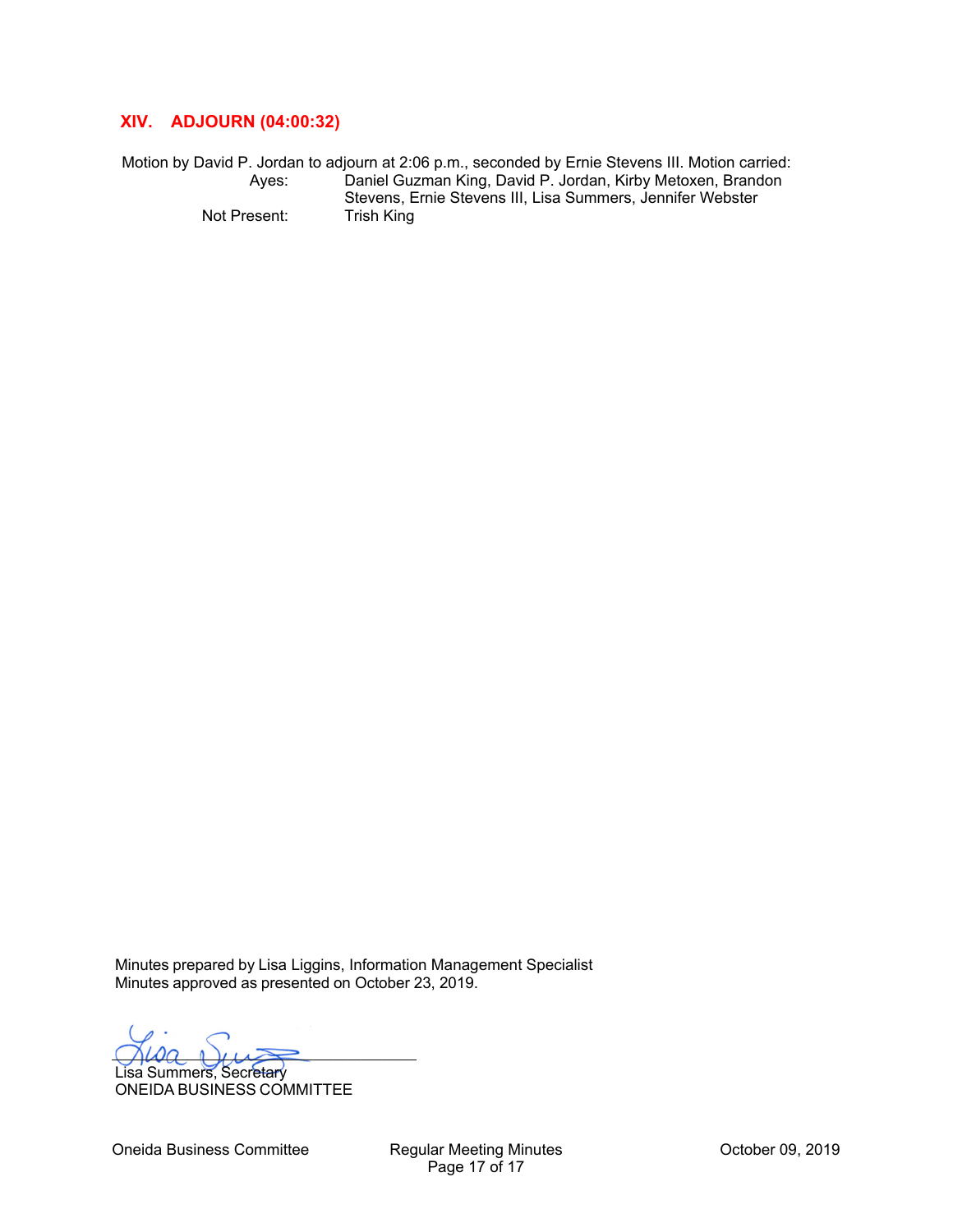## XIV. ADJOURN (04:00:32)

Motion by David P. Jordan to adjourn at 2:06 p.m., seconded by Ernie Stevens III. Motion carried:

| | |
|---|---|
| Ayes: | Daniel Guzman King, David P. Jordan, Kirby Metoxen, Brandon Stevens, Ernie Stevens III, Lisa Summers, Jennifer Webster |
| Not Present: | Trish King |

Minutes prepared by Lisa Liggins, Information Management Specialist
Minutes approved as presented on October 23, 2019.

Lisa Summers, Secretary
ONEIDA BUSINESS COMMITTEE